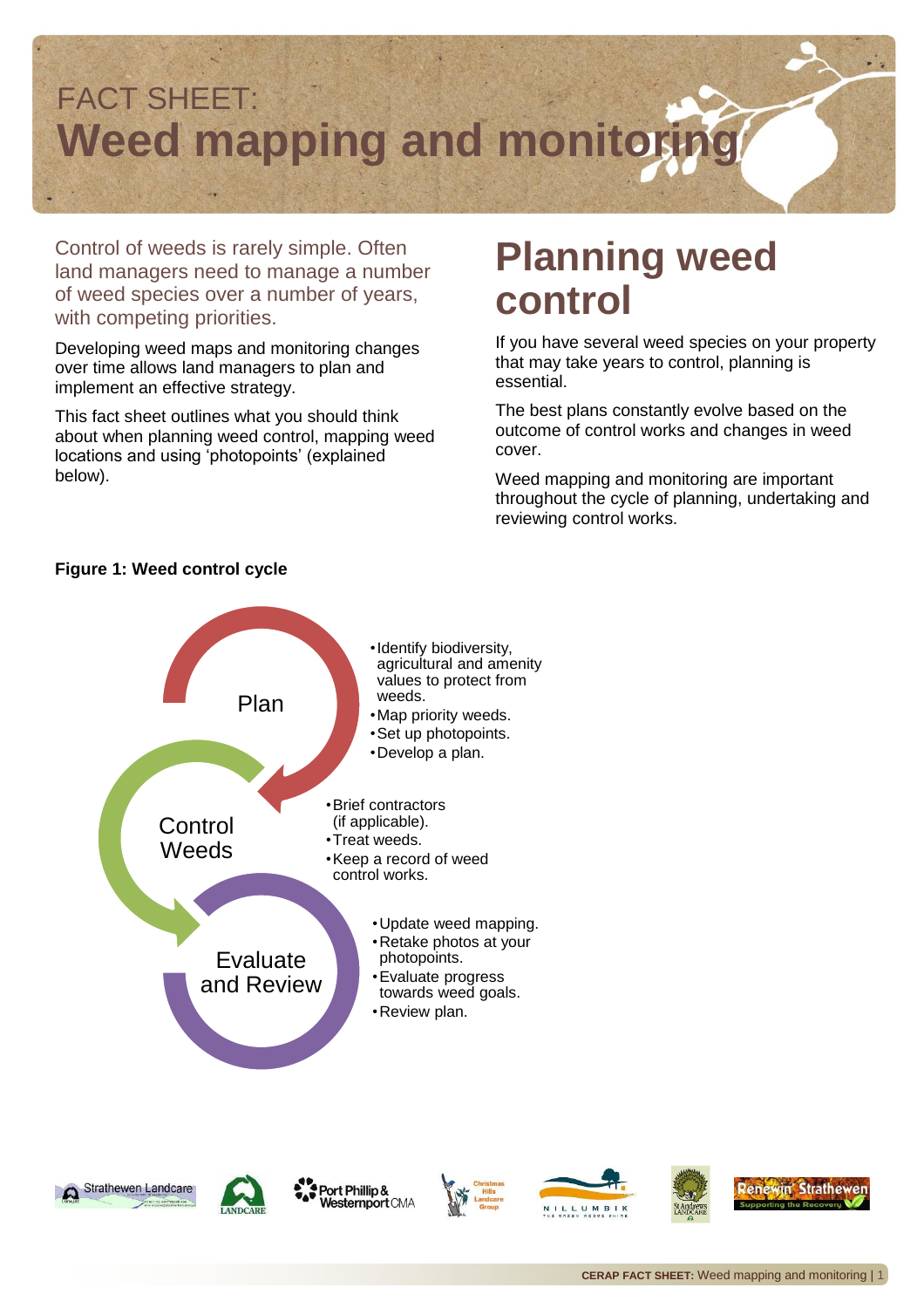# FACT SHEET: Weed mapping and monitoring

Control of weeds is rarely simple. Often land managers need to manage a number of weed species over a number of years, with competing priorities.

Developing weed maps and monitoring changes over time allows land managers to plan and implement an effective strategy.

This fact sheet outlines what you should think about when planning weed control, mapping weed locations and using 'photopoints' (explained below).

## Planning weed control

If you have several weed species on your property that may take years to control, planning is essential.

The best plans constantly evolve based on the outcome of control works and changes in weed cover.

Weed mapping and monitoring are important throughout the cycle of planning, undertaking and reviewing control works.

**Figure 1: Weed control cycle**

**Plan**

- Identify biodiversity, agricultural and amenity values to protect from weeds.
- Map priority weeds.
- Set up photopoints.
- Develop a plan.

**Control Weeds**

- Brief contractors (if applicable).
- Treat weeds.
- Keep a record of weed control works.

**Evaluate and Review**

- Update weed mapping.
- Retake photos at your photopoints.
- Evaluate progress towards weed goals.
- Review plan.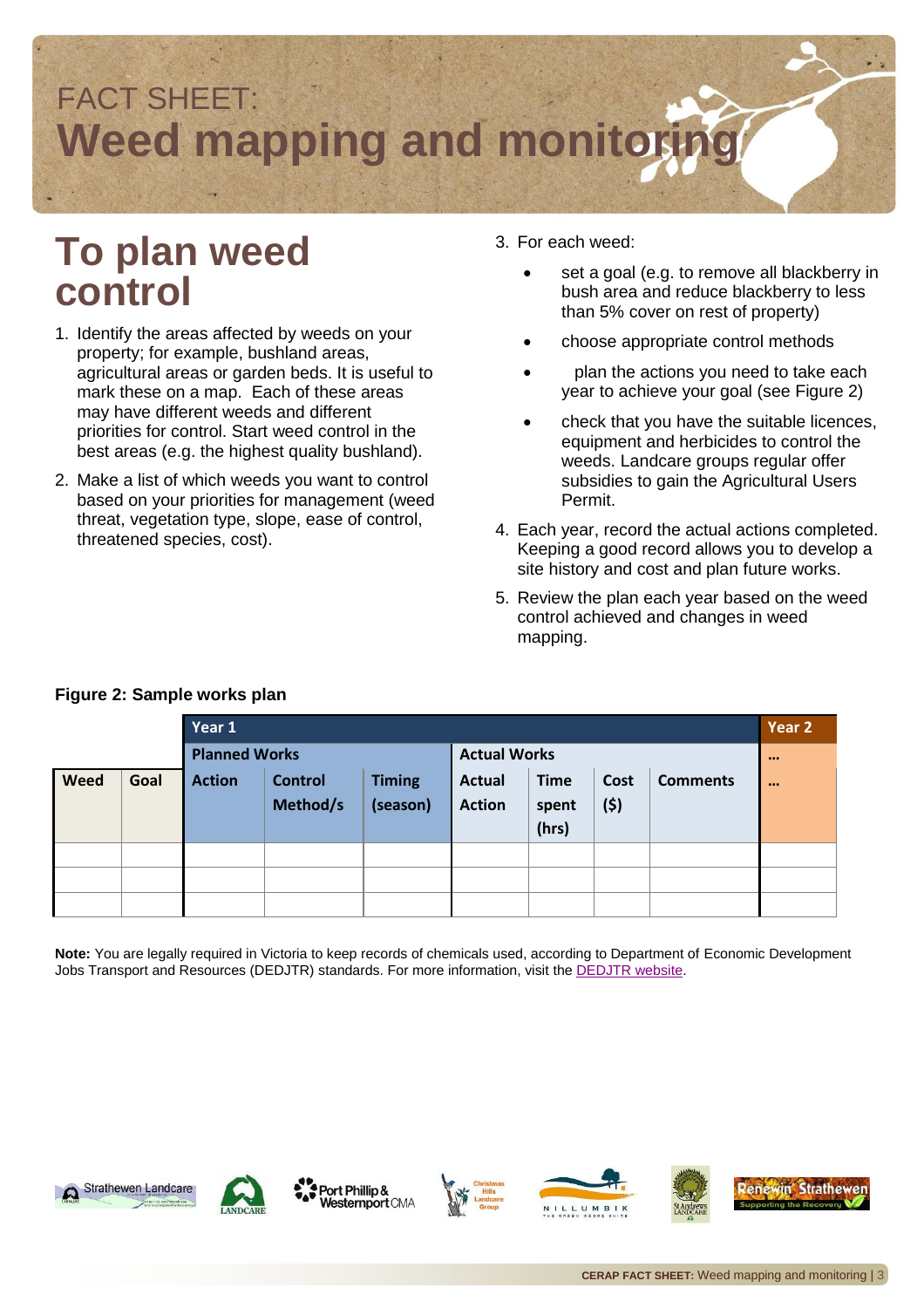FACT SHEET:

# Weed mapping and monitoring

## To plan weed control

1. Identify the areas affected by weeds on your property; for example, bushland areas, agricultural areas or garden beds. It is useful to mark these on a map. Each of these areas may have different weeds and different priorities for control. Start weed control in the best areas (e.g. the highest quality bushland).
2. Make a list of which weeds you want to control based on your priorities for management (weed threat, vegetation type, slope, ease of control, threatened species, cost).
3. For each weed:
   - set a goal (e.g. to remove all blackberry in bush area and reduce blackberry to less than 5% cover on rest of property)
   - choose appropriate control methods
   - plan the actions you need to take each year to achieve your goal (see Figure 2)
   - check that you have the suitable licences, equipment and herbicides to control the weeds. Landcare groups regular offer subsidies to gain the Agricultural Users Permit.
4. Each year, record the actual actions completed. Keeping a good record allows you to develop a site history and cost and plan future works.
5. Review the plan each year based on the weed control achieved and changes in weed mapping.

**Figure 2: Sample works plan**

| | | Year 1 | | | | | | | Year 2 |
|---|---|---|---|---|---|---|---|---|---|
| | | Planned Works | | | Actual Works | | | | … |
| Weed | Goal | Action | Control Method/s | Timing (season) | Actual Action | Time spent (hrs) | Cost ($) | Comments | … |
| | | | | | | | | | |
| | | | | | | | | | |
| | | | | | | | | | |

**Note:** You are legally required in Victoria to keep records of chemicals used, according to Department of Economic Development Jobs Transport and Resources (DEDJTR) standards. For more information, visit the DEDJTR website.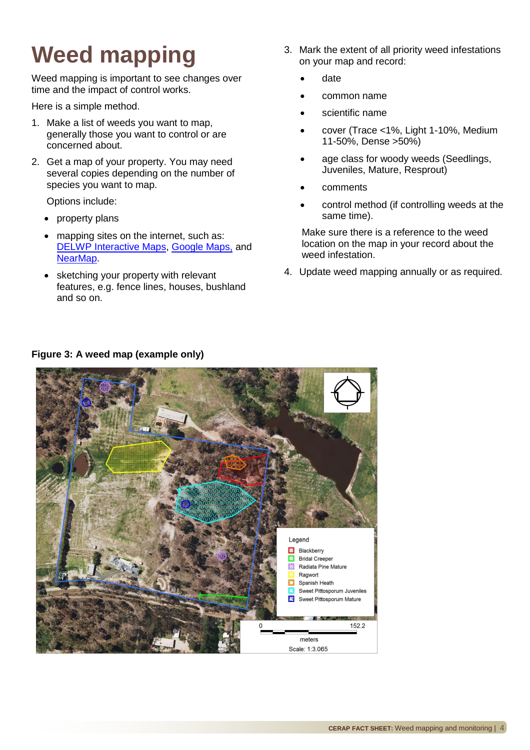# Weed mapping

Weed mapping is important to see changes over time and the impact of control works.

Here is a simple method.

1. Make a list of weeds you want to map, generally those you want to control or are concerned about.
2. Get a map of your property. You may need several copies depending on the number of species you want to map.

   Options include:

   - property plans
   - mapping sites on the internet, such as: DELWP Interactive Maps, Google Maps, and NearMap.
   - sketching your property with relevant features, e.g. fence lines, houses, bushland and so on.
3. Mark the extent of all priority weed infestations on your map and record:
   - date
   - common name
   - scientific name
   - cover (Trace <1%, Light 1-10%, Medium 11-50%, Dense >50%)
   - age class for woody weeds (Seedlings, Juveniles, Mature, Resprout)
   - comments
   - control method (if controlling weeds at the same time).

   Make sure there is a reference to the weed location on the map in your record about the weed infestation.
4. Update weed mapping annually or as required.

**Figure 3: A weed map (example only)**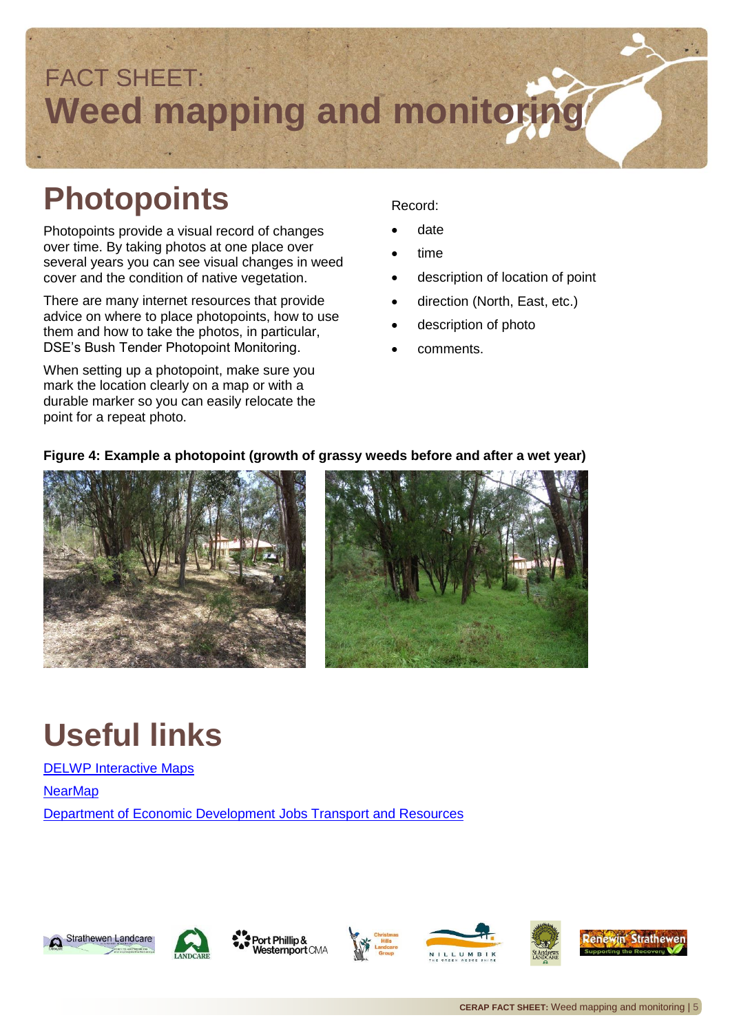FACT SHEET:

# Weed mapping and monitoring

## Photopoints

Photopoints provide a visual record of changes over time. By taking photos at one place over several years you can see visual changes in weed cover and the condition of native vegetation.

There are many internet resources that provide advice on where to place photopoints, how to use them and how to take the photos, in particular, DSE's Bush Tender Photopoint Monitoring.

When setting up a photopoint, make sure you mark the location clearly on a map or with a durable marker so you can easily relocate the point for a repeat photo.

Record:

- date
- time
- description of location of point
- direction (North, East, etc.)
- description of photo
- comments.

**Figure 4: Example a photopoint (growth of grassy weeds before and after a wet year)**

## Useful links

[DELWP Interactive Maps]

[NearMap]

[Department of Economic Development Jobs Transport and Resources]